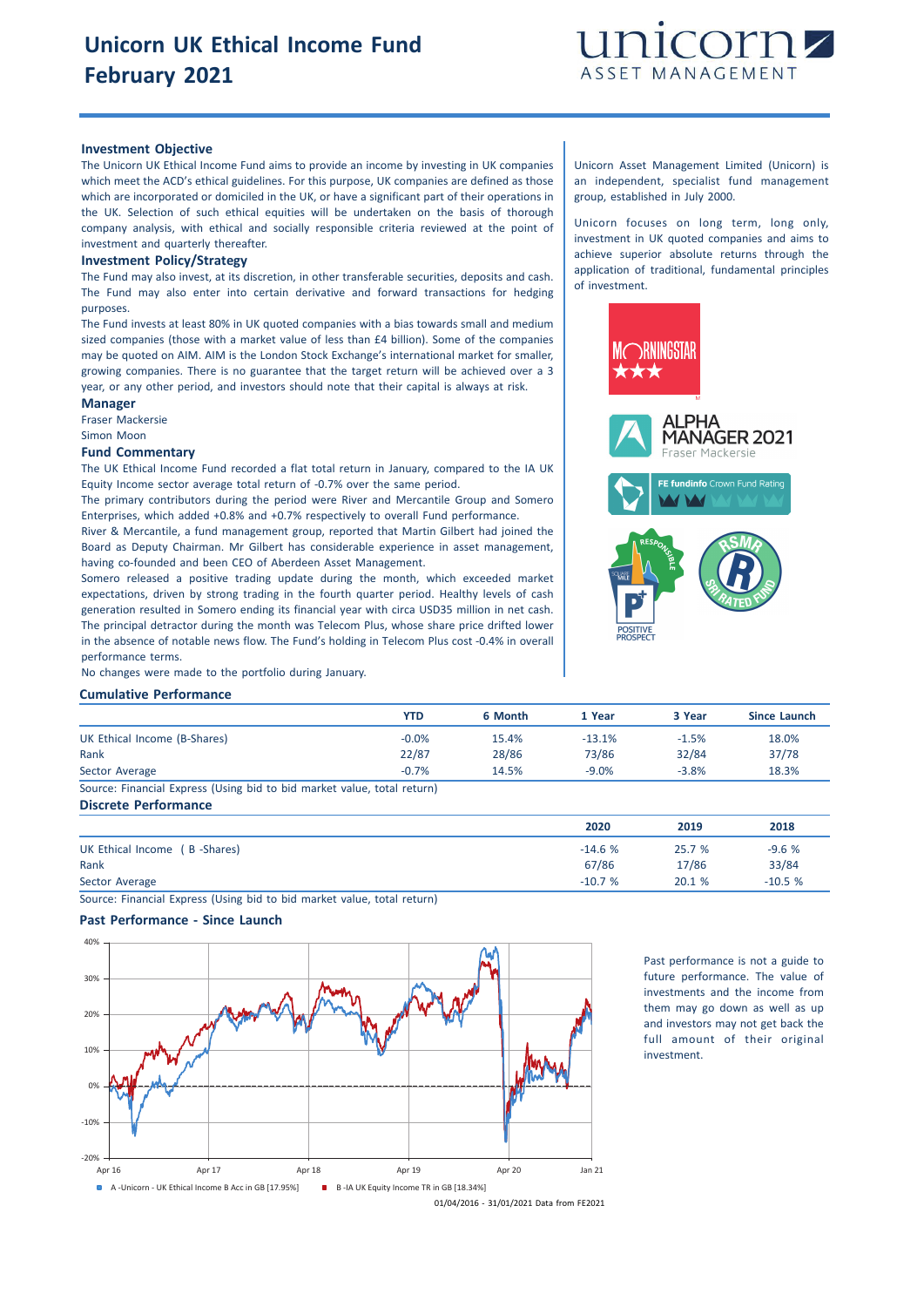# Unicorn UK Ethical Income Fund
# February 2021

unicorn
ASSET MANAGEMENT

### Investment Objective

The Unicorn UK Ethical Income Fund aims to provide an income by investing in UK companies which meet the ACD's ethical guidelines. For this purpose, UK companies are defined as those which are incorporated or domiciled in the UK, or have a significant part of their operations in the UK. Selection of such ethical equities will be undertaken on the basis of thorough company analysis, with ethical and socially responsible criteria reviewed at the point of investment and quarterly thereafter.

### Investment Policy/Strategy

The Fund may also invest, at its discretion, in other transferable securities, deposits and cash. The Fund may also enter into certain derivative and forward transactions for hedging purposes.

The Fund invests at least 80% in UK quoted companies with a bias towards small and medium sized companies (those with a market value of less than £4 billion). Some of the companies may be quoted on AIM. AIM is the London Stock Exchange's international market for smaller, growing companies. There is no guarantee that the target return will be achieved over a 3 year, or any other period, and investors should note that their capital is always at risk.

### Manager

Fraser Mackersie
Simon Moon

### Fund Commentary

The UK Ethical Income Fund recorded a flat total return in January, compared to the IA UK Equity Income sector average total return of -0.7% over the same period.

The primary contributors during the period were River and Mercantile Group and Somero Enterprises, which added +0.8% and +0.7% respectively to overall Fund performance.

River & Mercantile, a fund management group, reported that Martin Gilbert had joined the Board as Deputy Chairman. Mr Gilbert has considerable experience in asset management, having co-founded and been CEO of Aberdeen Asset Management.

Somero released a positive trading update during the month, which exceeded market expectations, driven by strong trading in the fourth quarter period. Healthy levels of cash generation resulted in Somero ending its financial year with circa USD35 million in net cash.

The principal detractor during the month was Telecom Plus, whose share price drifted lower in the absence of notable news flow. The Fund's holding in Telecom Plus cost -0.4% in overall performance terms.

No changes were made to the portfolio during January.

Unicorn Asset Management Limited (Unicorn) is an independent, specialist fund management group, established in July 2000.

Unicorn focuses on long term, long only, investment in UK quoted companies and aims to achieve superior absolute returns through the application of traditional, fundamental principles of investment.

MORNINGSTAR ★★★

ALPHA MANAGER 2021
Fraser Mackersie

FE fundinfo Crown Fund Rating

RESPONSIBLE
POSITIVE PROSPECT

RSMR SRI RATED FUND

### Cumulative Performance

| | YTD | 6 Month | 1 Year | 3 Year | Since Launch |
|---|---|---|---|---|---|
| UK Ethical Income (B-Shares) | -0.0% | 15.4% | -13.1% | -1.5% | 18.0% |
| Rank | 22/87 | 28/86 | 73/86 | 32/84 | 37/78 |
| Sector Average | -0.7% | 14.5% | -9.0% | -3.8% | 18.3% |

Source: Financial Express (Using bid to bid market value, total return)

### Discrete Performance

| | 2020 | 2019 | 2018 |
|---|---|---|---|
| UK Ethical Income ( B -Shares) | -14.6 % | 25.7 % | -9.6 % |
| Rank | 67/86 | 17/86 | 33/84 |
| Sector Average | -10.7 % | 20.1 % | -10.5 % |

Source: Financial Express (Using bid to bid market value, total return)

### Past Performance - Since Launch

A -Unicorn - UK Ethical Income B Acc in GB [17.95%]   B -IA UK Equity Income TR in GB [18.34%]

01/04/2016 - 31/01/2021 Data from FE2021

Past performance is not a guide to future performance. The value of investments and the income from them may go down as well as up and investors may not get back the full amount of their original investment.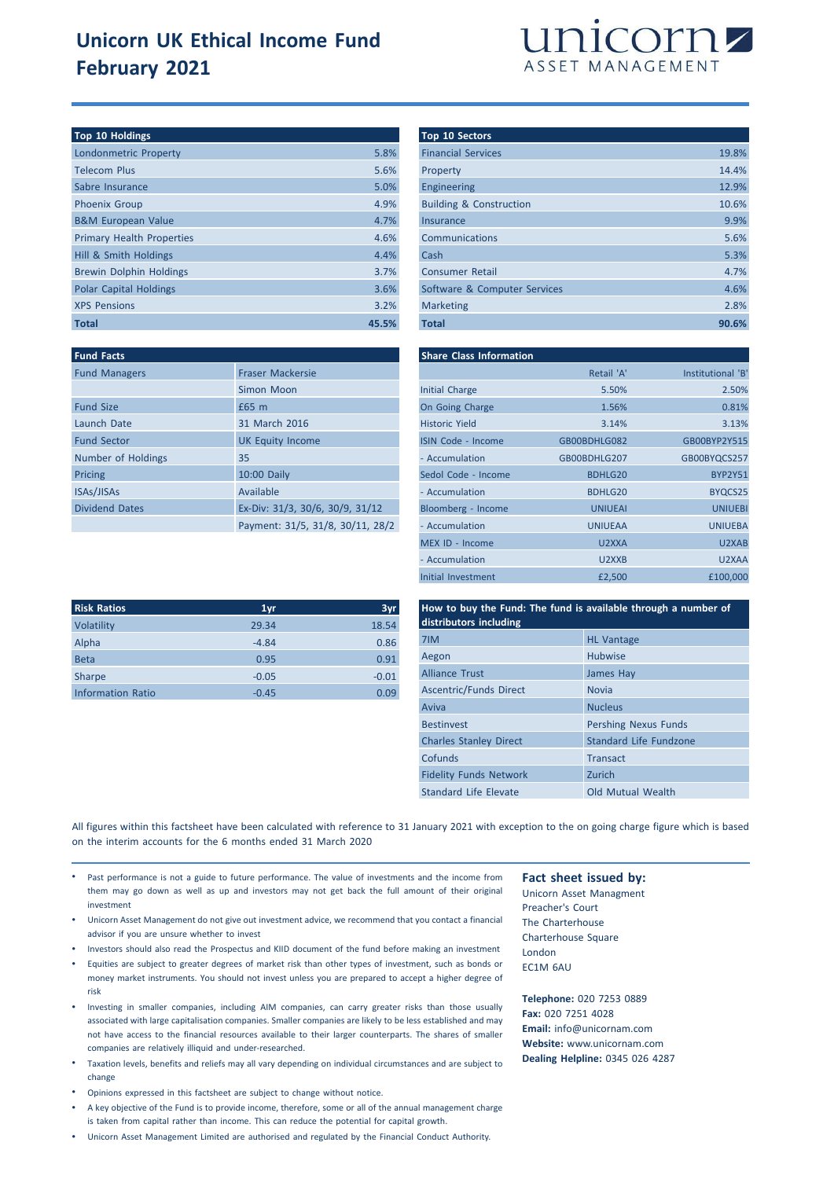# Unicorn UK Ethical Income Fund
# February 2021

unicorn ASSET MANAGEMENT

| Top 10 Holdings | |
|---|---|
| Londonmetric Property | 5.8% |
| Telecom Plus | 5.6% |
| Sabre Insurance | 5.0% |
| Phoenix Group | 4.9% |
| B&M European Value | 4.7% |
| Primary Health Properties | 4.6% |
| Hill & Smith Holdings | 4.4% |
| Brewin Dolphin Holdings | 3.7% |
| Polar Capital Holdings | 3.6% |
| XPS Pensions | 3.2% |
| **Total** | **45.5%** |

| Top 10 Sectors | |
|---|---|
| Financial Services | 19.8% |
| Property | 14.4% |
| Engineering | 12.9% |
| Building & Construction | 10.6% |
| Insurance | 9.9% |
| Communications | 5.6% |
| Cash | 5.3% |
| Consumer Retail | 4.7% |
| Software & Computer Services | 4.6% |
| Marketing | 2.8% |
| **Total** | **90.6%** |

| Fund Facts | |
|---|---|
| Fund Managers | Fraser Mackersie |
| | Simon Moon |
| Fund Size | £65 m |
| Launch Date | 31 March 2016 |
| Fund Sector | UK Equity Income |
| Number of Holdings | 35 |
| Pricing | 10:00 Daily |
| ISAs/JISAs | Available |
| Dividend Dates | Ex-Div: 31/3, 30/6, 30/9, 31/12 |
| | Payment: 31/5, 31/8, 30/11, 28/2 |

| Share Class Information | Retail 'A' | Institutional 'B' |
|---|---|---|
| Initial Charge | 5.50% | 2.50% |
| On Going Charge | 1.56% | 0.81% |
| Historic Yield | 3.14% | 3.13% |
| ISIN Code - Income | GB00BDHLG082 | GB00BYP2Y515 |
| - Accumulation | GB00BDHLG207 | GB00BYQCS257 |
| Sedol Code - Income | BDHLG20 | BYP2Y51 |
| - Accumulation | BDHLG20 | BYQCS25 |
| Bloomberg - Income | UNIUEAI | UNIUEBI |
| - Accumulation | UNIUEAA | UNIUEBA |
| MEX ID - Income | U2XXA | U2XAB |
| - Accumulation | U2XXB | U2XAA |
| Initial Investment | £2,500 | £100,000 |

| Risk Ratios | 1yr | 3yr |
|---|---|---|
| Volatility | 29.34 | 18.54 |
| Alpha | -4.84 | 0.86 |
| Beta | 0.95 | 0.91 |
| Sharpe | -0.05 | -0.01 |
| Information Ratio | -0.45 | 0.09 |

| How to buy the Fund: The fund is available through a number of distributors including | |
|---|---|
| 7IM | HL Vantage |
| Aegon | Hubwise |
| Alliance Trust | James Hay |
| Ascentric/Funds Direct | Novia |
| Aviva | Nucleus |
| Bestinvest | Pershing Nexus Funds |
| Charles Stanley Direct | Standard Life Fundzone |
| Cofunds | Transact |
| Fidelity Funds Network | Zurich |
| Standard Life Elevate | Old Mutual Wealth |

All figures within this factsheet have been calculated with reference to 31 January 2021 with exception to the on going charge figure which is based on the interim accounts for the 6 months ended 31 March 2020

- Past performance is not a guide to future performance. The value of investments and the income from them may go down as well as up and investors may not get back the full amount of their original investment
- Unicorn Asset Management do not give out investment advice, we recommend that you contact a financial advisor if you are unsure whether to invest
- Investors should also read the Prospectus and KIID document of the fund before making an investment
- Equities are subject to greater degrees of market risk than other types of investment, such as bonds or money market instruments. You should not invest unless you are prepared to accept a higher degree of risk
- Investing in smaller companies, including AIM companies, can carry greater risks than those usually associated with large capitalisation companies. Smaller companies are likely to be less established and may not have access to the financial resources available to their larger counterparts. The shares of smaller companies are relatively illiquid and under-researched.
- Taxation levels, benefits and reliefs may all vary depending on individual circumstances and are subject to change
- Opinions expressed in this factsheet are subject to change without notice.
- A key objective of the Fund is to provide income, therefore, some or all of the annual management charge is taken from capital rather than income. This can reduce the potential for capital growth.
- Unicorn Asset Management Limited are authorised and regulated by the Financial Conduct Authority.

**Fact sheet issued by:**

Unicorn Asset Managment
Preacher's Court
The Charterhouse
Charterhouse Square
London
EC1M 6AU

**Telephone:** 020 7253 0889
**Fax:** 020 7251 4028
**Email:** info@unicornam.com
**Website:** www.unicornam.com
**Dealing Helpline:** 0345 026 4287